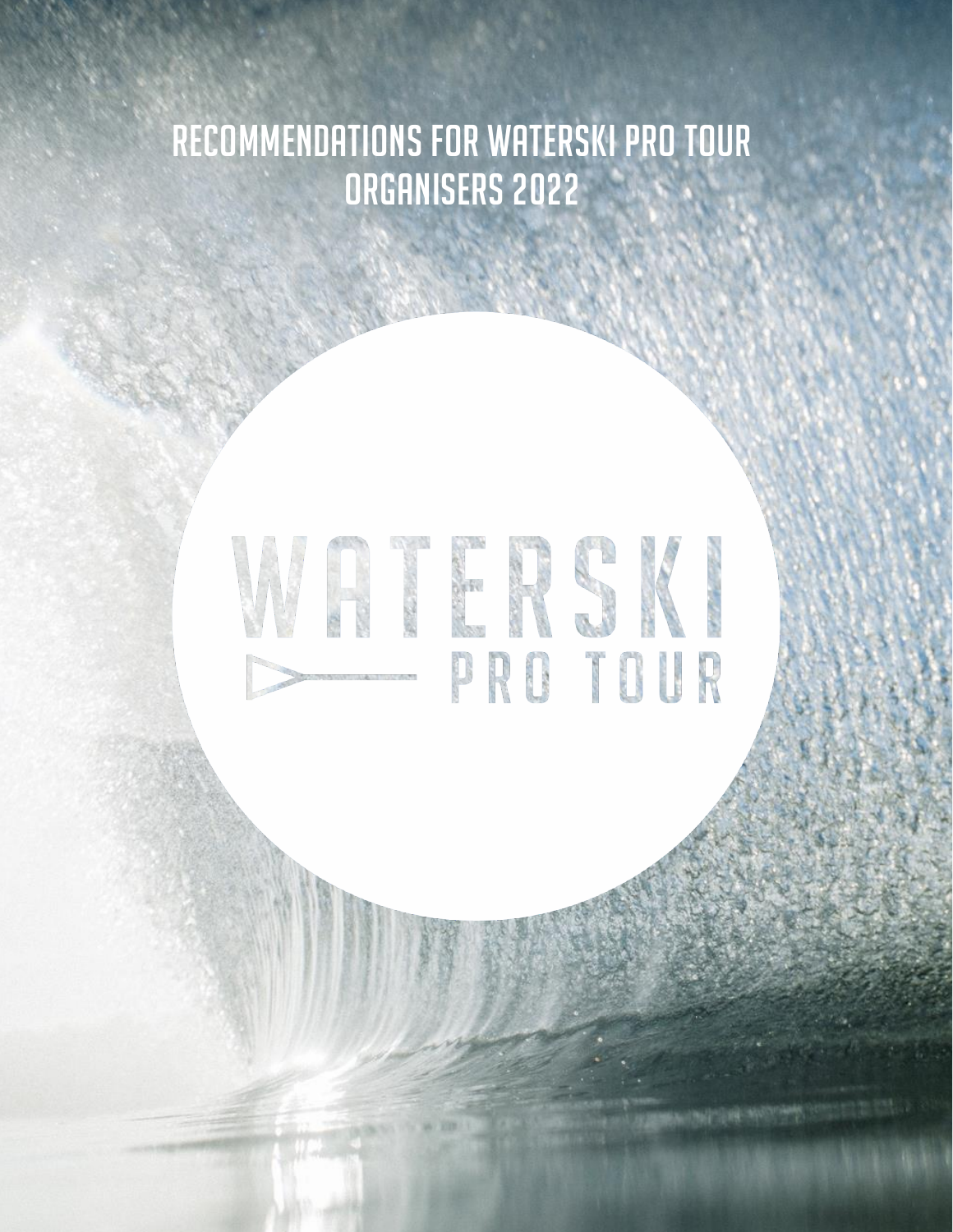# RECOMMENDATIONS FOR WATERSKI PRO TOUR ORGANISERS 2022

WATERSKI

PRO TOUR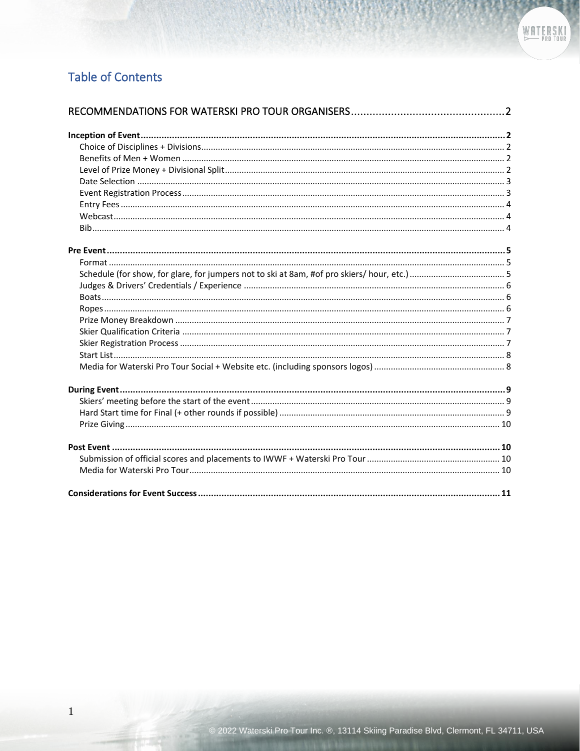## Table of Contents

**RECOMMENDATIONS FOR WATERSKI PRO TOUR ORGANISERS** .......... 2

**Inception of Event** .......... 2
- Choice of Disciplines + Divisions .......... 2
- Benefits of Men + Women .......... 2
- Level of Prize Money + Divisional Split .......... 2
- Date Selection .......... 3
- Event Registration Process .......... 3
- Entry Fees .......... 4
- Webcast .......... 4
- Bib .......... 4

**Pre Event** .......... 5
- Format .......... 5
- Schedule (for show, for glare, for jumpers not to ski at 8am, #of pro skiers/ hour, etc.) .......... 5
- Judges & Drivers' Credentials / Experience .......... 6
- Boats .......... 6
- Ropes .......... 6
- Prize Money Breakdown .......... 7
- Skier Qualification Criteria .......... 7
- Skier Registration Process .......... 7
- Start List .......... 8
- Media for Waterski Pro Tour Social + Website etc. (including sponsors logos) .......... 8

**During Event** .......... 9
- Skiers' meeting before the start of the event .......... 9
- Hard Start time for Final (+ other rounds if possible) .......... 9
- Prize Giving .......... 10

**Post Event** .......... 10
- Submission of official scores and placements to IWWF + Waterski Pro Tour .......... 10
- Media for Waterski Pro Tour .......... 10

**Considerations for Event Success** .......... 11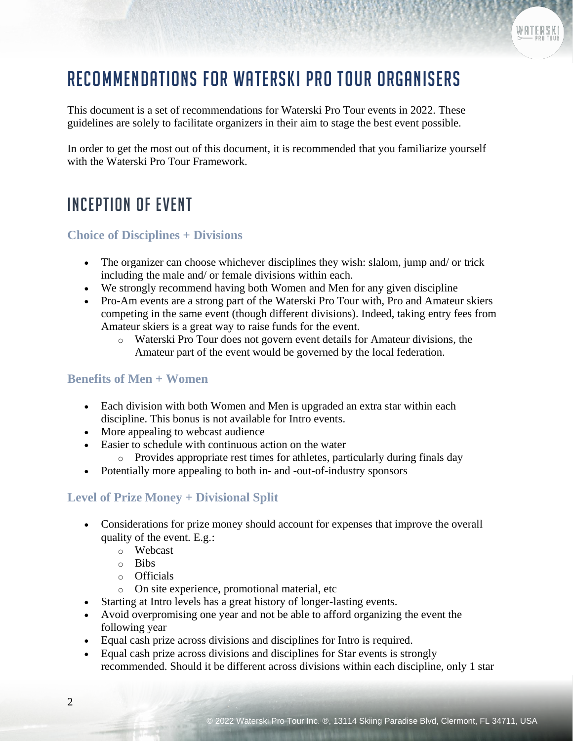# Recommendations for Waterski Pro Tour Organisers

This document is a set of recommendations for Waterski Pro Tour events in 2022. These guidelines are solely to facilitate organizers in their aim to stage the best event possible.

In order to get the most out of this document, it is recommended that you familiarize yourself with the Waterski Pro Tour Framework.

## Inception of Event

### Choice of Disciplines + Divisions

- The organizer can choose whichever disciplines they wish: slalom, jump and/ or trick including the male and/ or female divisions within each.
- We strongly recommend having both Women and Men for any given discipline
- Pro-Am events are a strong part of the Waterski Pro Tour with, Pro and Amateur skiers competing in the same event (though different divisions). Indeed, taking entry fees from Amateur skiers is a great way to raise funds for the event.
  - Waterski Pro Tour does not govern event details for Amateur divisions, the Amateur part of the event would be governed by the local federation.

### Benefits of Men + Women

- Each division with both Women and Men is upgraded an extra star within each discipline. This bonus is not available for Intro events.
- More appealing to webcast audience
- Easier to schedule with continuous action on the water
  - Provides appropriate rest times for athletes, particularly during finals day
- Potentially more appealing to both in- and -out-of-industry sponsors

### Level of Prize Money + Divisional Split

- Considerations for prize money should account for expenses that improve the overall quality of the event. E.g.:
  - Webcast
  - Bibs
  - Officials
  - On site experience, promotional material, etc
- Starting at Intro levels has a great history of longer-lasting events.
- Avoid overpromising one year and not be able to afford organizing the event the following year
- Equal cash prize across divisions and disciplines for Intro is required.
- Equal cash prize across divisions and disciplines for Star events is strongly recommended. Should it be different across divisions within each discipline, only 1 star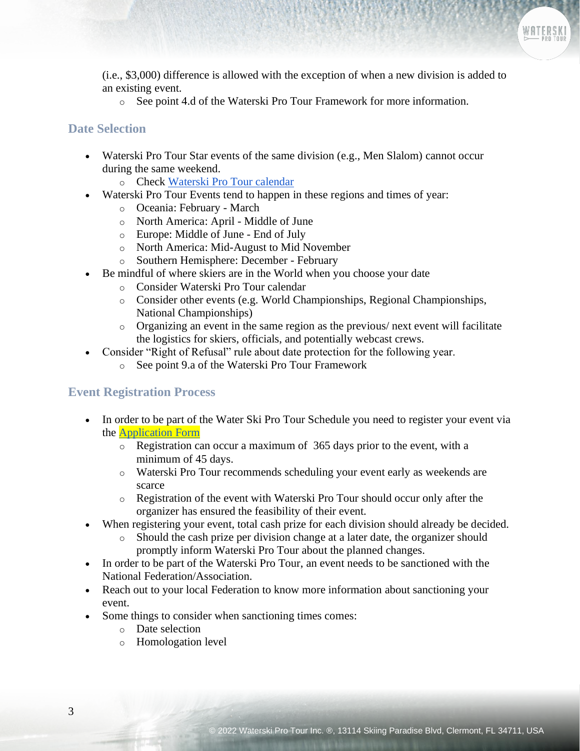(i.e., $3,000) difference is allowed with the exception of when a new division is added to an existing event.

- See point 4.d of the Waterski Pro Tour Framework for more information.

## Date Selection

- Waterski Pro Tour Star events of the same division (e.g., Men Slalom) cannot occur during the same weekend.
  - Check [Waterski Pro Tour calendar]()
- Waterski Pro Tour Events tend to happen in these regions and times of year:
  - Oceania: February - March
  - North America: April - Middle of June
  - Europe: Middle of June - End of July
  - North America: Mid-August to Mid November
  - Southern Hemisphere: December - February
- Be mindful of where skiers are in the World when you choose your date
  - Consider Waterski Pro Tour calendar
  - Consider other events (e.g. World Championships, Regional Championships, National Championships)
  - Organizing an event in the same region as the previous/ next event will facilitate the logistics for skiers, officials, and potentially webcast crews.
- Consider "Right of Refusal" rule about date protection for the following year.
  - See point 9.a of the Waterski Pro Tour Framework

## Event Registration Process

- In order to be part of the Water Ski Pro Tour Schedule you need to register your event via the [Application Form]()
  - Registration can occur a maximum of 365 days prior to the event, with a minimum of 45 days.
  - Waterski Pro Tour recommends scheduling your event early as weekends are scarce
  - Registration of the event with Waterski Pro Tour should occur only after the organizer has ensured the feasibility of their event.
- When registering your event, total cash prize for each division should already be decided.
  - Should the cash prize per division change at a later date, the organizer should promptly inform Waterski Pro Tour about the planned changes.
- In order to be part of the Waterski Pro Tour, an event needs to be sanctioned with the National Federation/Association.
- Reach out to your local Federation to know more information about sanctioning your event.
- Some things to consider when sanctioning times comes:
  - Date selection
  - Homologation level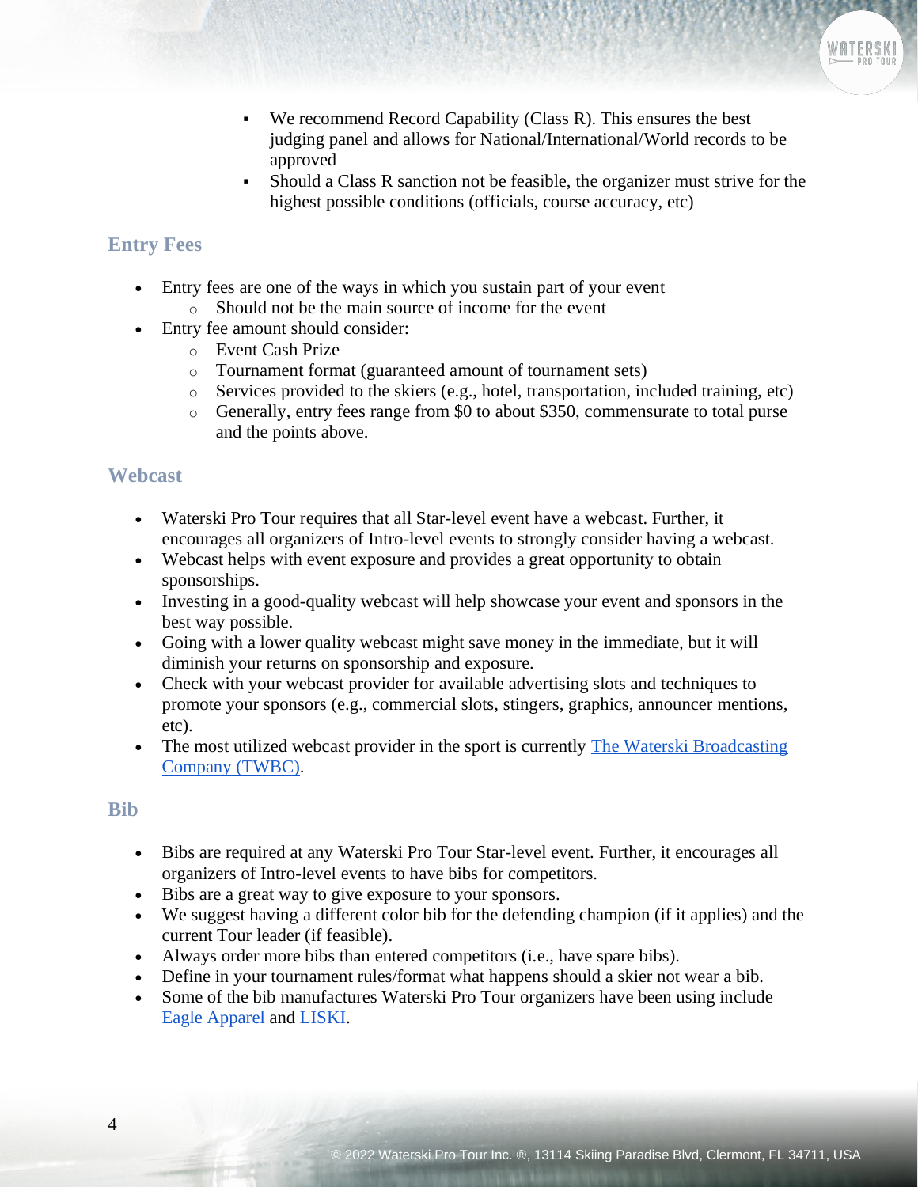- We recommend Record Capability (Class R). This ensures the best judging panel and allows for National/International/World records to be approved
    - Should a Class R sanction not be feasible, the organizer must strive for the highest possible conditions (officials, course accuracy, etc)

## Entry Fees

- Entry fees are one of the ways in which you sustain part of your event
    - Should not be the main source of income for the event
- Entry fee amount should consider:
    - Event Cash Prize
    - Tournament format (guaranteed amount of tournament sets)
    - Services provided to the skiers (e.g., hotel, transportation, included training, etc)
    - Generally, entry fees range from $0 to about $350, commensurate to total purse and the points above.

## Webcast

- Waterski Pro Tour requires that all Star-level event have a webcast. Further, it encourages all organizers of Intro-level events to strongly consider having a webcast.
- Webcast helps with event exposure and provides a great opportunity to obtain sponsorships.
- Investing in a good-quality webcast will help showcase your event and sponsors in the best way possible.
- Going with a lower quality webcast might save money in the immediate, but it will diminish your returns on sponsorship and exposure.
- Check with your webcast provider for available advertising slots and techniques to promote your sponsors (e.g., commercial slots, stingers, graphics, announcer mentions, etc).
- The most utilized webcast provider in the sport is currently The Waterski Broadcasting Company (TWBC).

## Bib

- Bibs are required at any Waterski Pro Tour Star-level event. Further, it encourages all organizers of Intro-level events to have bibs for competitors.
- Bibs are a great way to give exposure to your sponsors.
- We suggest having a different color bib for the defending champion (if it applies) and the current Tour leader (if feasible).
- Always order more bibs than entered competitors (i.e., have spare bibs).
- Define in your tournament rules/format what happens should a skier not wear a bib.
- Some of the bib manufactures Waterski Pro Tour organizers have been using include Eagle Apparel and LISKI.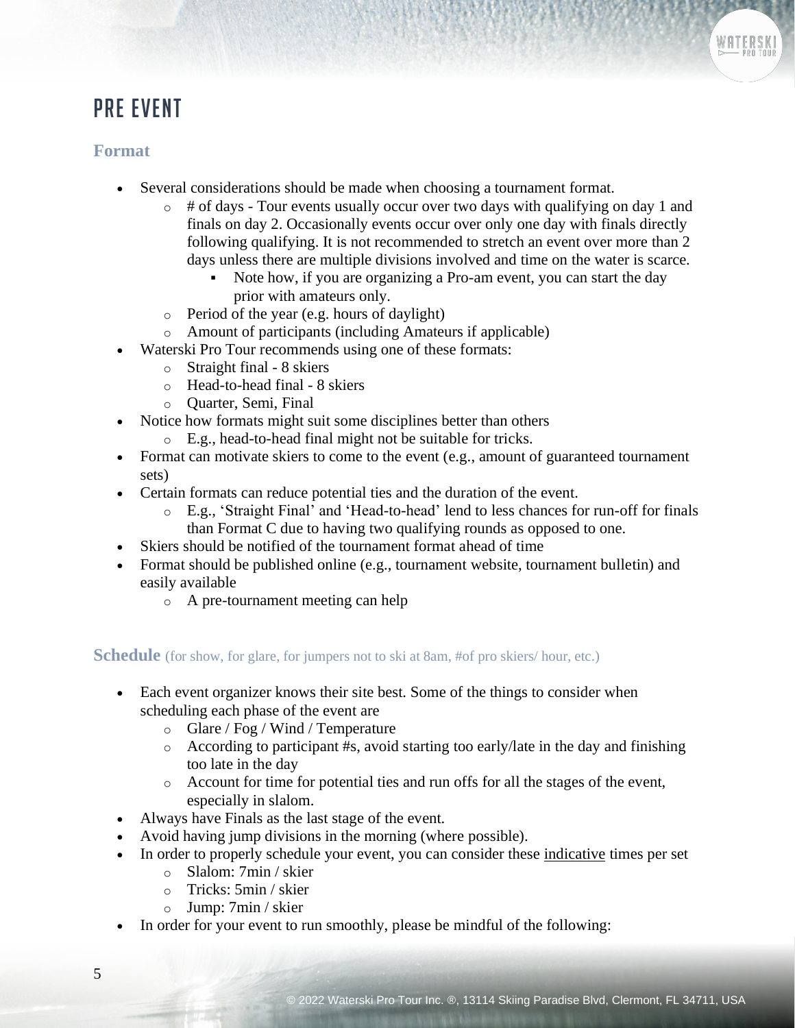# PRE EVENT

## Format

- Several considerations should be made when choosing a tournament format.
  - # of days - Tour events usually occur over two days with qualifying on day 1 and finals on day 2. Occasionally events occur over only one day with finals directly following qualifying. It is not recommended to stretch an event over more than 2 days unless there are multiple divisions involved and time on the water is scarce.
    - Note how, if you are organizing a Pro-am event, you can start the day prior with amateurs only.
  - Period of the year (e.g. hours of daylight)
  - Amount of participants (including Amateurs if applicable)
- Waterski Pro Tour recommends using one of these formats:
  - Straight final - 8 skiers
  - Head-to-head final - 8 skiers
  - Quarter, Semi, Final
- Notice how formats might suit some disciplines better than others
  - E.g., head-to-head final might not be suitable for tricks.
- Format can motivate skiers to come to the event (e.g., amount of guaranteed tournament sets)
- Certain formats can reduce potential ties and the duration of the event.
  - E.g., 'Straight Final' and 'Head-to-head' lend to less chances for run-off for finals than Format C due to having two qualifying rounds as opposed to one.
- Skiers should be notified of the tournament format ahead of time
- Format should be published online (e.g., tournament website, tournament bulletin) and easily available
  - A pre-tournament meeting can help

## Schedule (for show, for glare, for jumpers not to ski at 8am, #of pro skiers/ hour, etc.)

- Each event organizer knows their site best. Some of the things to consider when scheduling each phase of the event are
  - Glare / Fog / Wind / Temperature
  - According to participant #s, avoid starting too early/late in the day and finishing too late in the day
  - Account for time for potential ties and run offs for all the stages of the event, especially in slalom.
- Always have Finals as the last stage of the event.
- Avoid having jump divisions in the morning (where possible).
- In order to properly schedule your event, you can consider these indicative times per set
  - Slalom: 7min / skier
  - Tricks: 5min / skier
  - Jump: 7min / skier
- In order for your event to run smoothly, please be mindful of the following: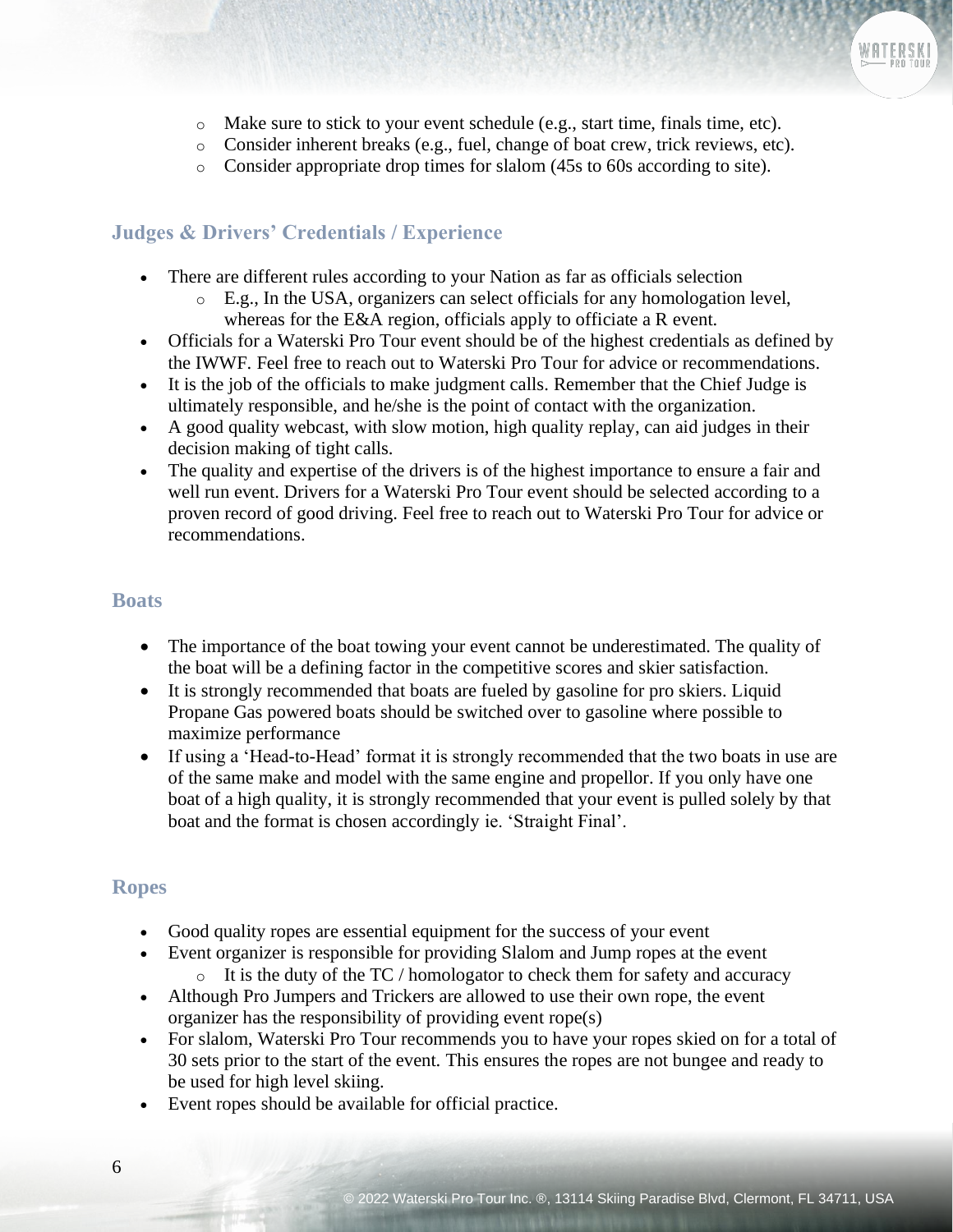- Make sure to stick to your event schedule (e.g., start time, finals time, etc).
- Consider inherent breaks (e.g., fuel, change of boat crew, trick reviews, etc).
- Consider appropriate drop times for slalom (45s to 60s according to site).

## Judges & Drivers' Credentials / Experience

- There are different rules according to your Nation as far as officials selection
  - E.g., In the USA, organizers can select officials for any homologation level, whereas for the E&A region, officials apply to officiate a R event.
- Officials for a Waterski Pro Tour event should be of the highest credentials as defined by the IWWF. Feel free to reach out to Waterski Pro Tour for advice or recommendations.
- It is the job of the officials to make judgment calls. Remember that the Chief Judge is ultimately responsible, and he/she is the point of contact with the organization.
- A good quality webcast, with slow motion, high quality replay, can aid judges in their decision making of tight calls.
- The quality and expertise of the drivers is of the highest importance to ensure a fair and well run event. Drivers for a Waterski Pro Tour event should be selected according to a proven record of good driving. Feel free to reach out to Waterski Pro Tour for advice or recommendations.

## Boats

- The importance of the boat towing your event cannot be underestimated. The quality of the boat will be a defining factor in the competitive scores and skier satisfaction.
- It is strongly recommended that boats are fueled by gasoline for pro skiers. Liquid Propane Gas powered boats should be switched over to gasoline where possible to maximize performance
- If using a 'Head-to-Head' format it is strongly recommended that the two boats in use are of the same make and model with the same engine and propellor. If you only have one boat of a high quality, it is strongly recommended that your event is pulled solely by that boat and the format is chosen accordingly ie. 'Straight Final'.

## Ropes

- Good quality ropes are essential equipment for the success of your event
- Event organizer is responsible for providing Slalom and Jump ropes at the event
  - It is the duty of the TC / homologator to check them for safety and accuracy
- Although Pro Jumpers and Trickers are allowed to use their own rope, the event organizer has the responsibility of providing event rope(s)
- For slalom, Waterski Pro Tour recommends you to have your ropes skied on for a total of 30 sets prior to the start of the event. This ensures the ropes are not bungee and ready to be used for high level skiing.
- Event ropes should be available for official practice.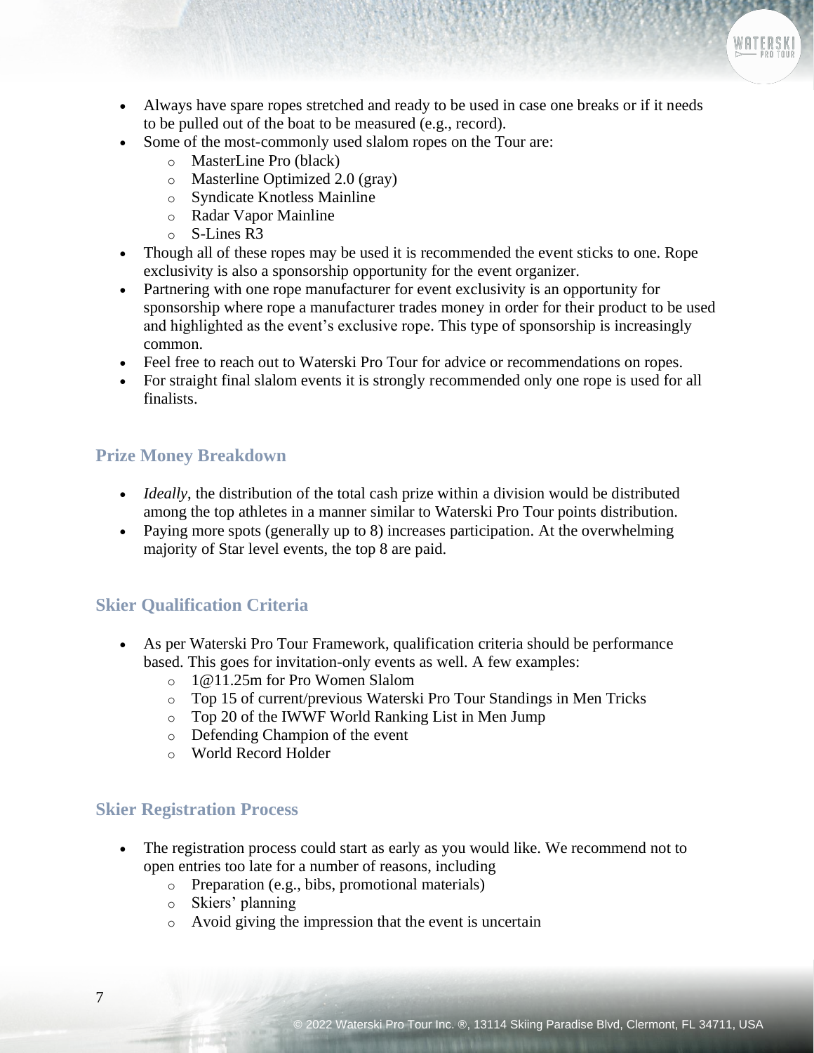- Always have spare ropes stretched and ready to be used in case one breaks or if it needs to be pulled out of the boat to be measured (e.g., record).
- Some of the most-commonly used slalom ropes on the Tour are:
  - MasterLine Pro (black)
  - Masterline Optimized 2.0 (gray)
  - Syndicate Knotless Mainline
  - Radar Vapor Mainline
  - S-Lines R3
- Though all of these ropes may be used it is recommended the event sticks to one. Rope exclusivity is also a sponsorship opportunity for the event organizer.
- Partnering with one rope manufacturer for event exclusivity is an opportunity for sponsorship where rope a manufacturer trades money in order for their product to be used and highlighted as the event's exclusive rope. This type of sponsorship is increasingly common.
- Feel free to reach out to Waterski Pro Tour for advice or recommendations on ropes.
- For straight final slalom events it is strongly recommended only one rope is used for all finalists.

## Prize Money Breakdown

- *Ideally*, the distribution of the total cash prize within a division would be distributed among the top athletes in a manner similar to Waterski Pro Tour points distribution.
- Paying more spots (generally up to 8) increases participation. At the overwhelming majority of Star level events, the top 8 are paid.

## Skier Qualification Criteria

- As per Waterski Pro Tour Framework, qualification criteria should be performance based. This goes for invitation-only events as well. A few examples:
  - 1@11.25m for Pro Women Slalom
  - Top 15 of current/previous Waterski Pro Tour Standings in Men Tricks
  - Top 20 of the IWWF World Ranking List in Men Jump
  - Defending Champion of the event
  - World Record Holder

## Skier Registration Process

- The registration process could start as early as you would like. We recommend not to open entries too late for a number of reasons, including
  - Preparation (e.g., bibs, promotional materials)
  - Skiers' planning
  - Avoid giving the impression that the event is uncertain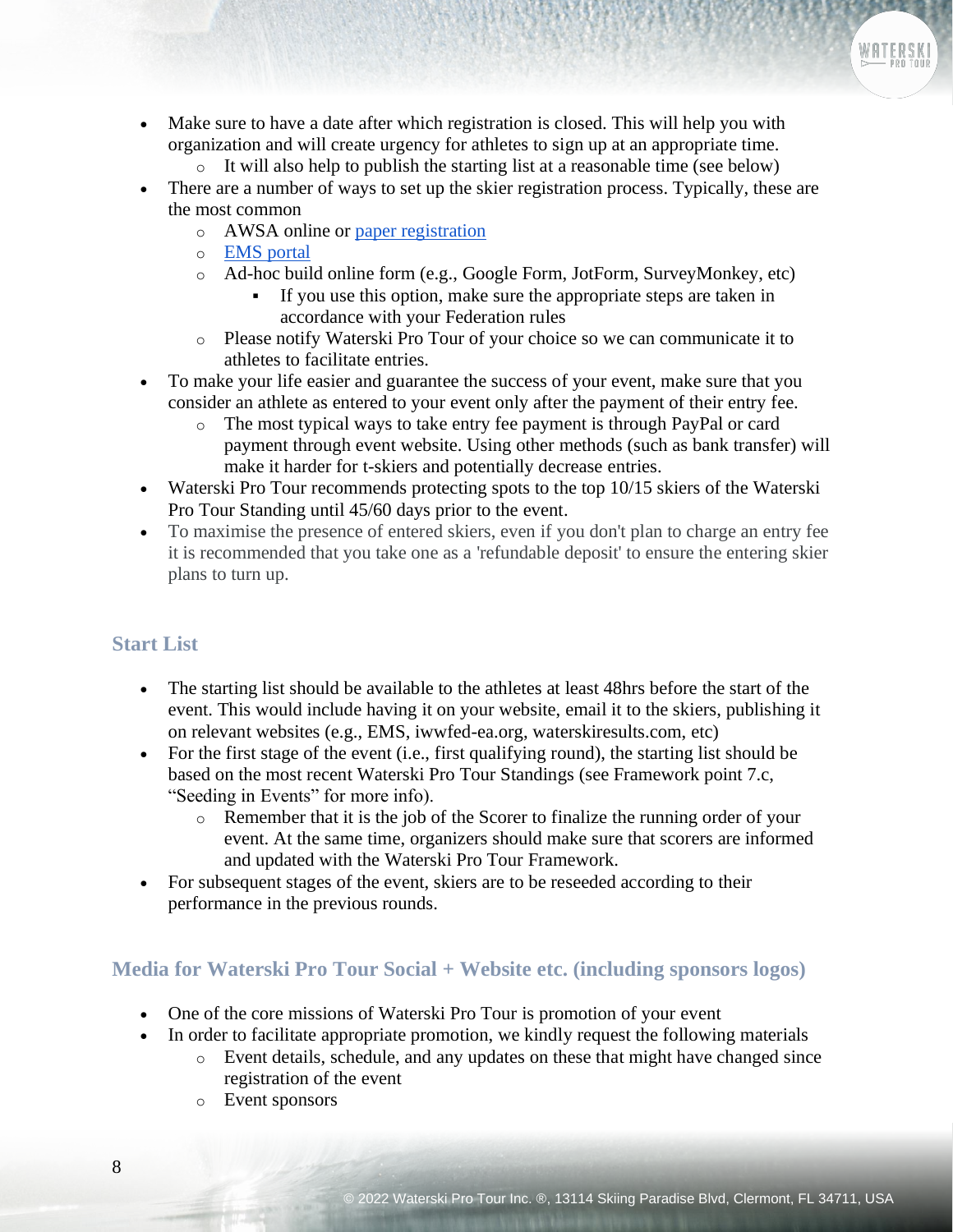- Make sure to have a date after which registration is closed. This will help you with organization and will create urgency for athletes to sign up at an appropriate time.
  - It will also help to publish the starting list at a reasonable time (see below)
- There are a number of ways to set up the skier registration process. Typically, these are the most common
  - AWSA online or paper registration
  - EMS portal
  - Ad-hoc build online form (e.g., Google Form, JotForm, SurveyMonkey, etc)
    - If you use this option, make sure the appropriate steps are taken in accordance with your Federation rules
  - Please notify Waterski Pro Tour of your choice so we can communicate it to athletes to facilitate entries.
- To make your life easier and guarantee the success of your event, make sure that you consider an athlete as entered to your event only after the payment of their entry fee.
  - The most typical ways to take entry fee payment is through PayPal or card payment through event website. Using other methods (such as bank transfer) will make it harder for t-skiers and potentially decrease entries.
- Waterski Pro Tour recommends protecting spots to the top 10/15 skiers of the Waterski Pro Tour Standing until 45/60 days prior to the event.
- To maximise the presence of entered skiers, even if you don't plan to charge an entry fee it is recommended that you take one as a 'refundable deposit' to ensure the entering skier plans to turn up.

## Start List

- The starting list should be available to the athletes at least 48hrs before the start of the event. This would include having it on your website, email it to the skiers, publishing it on relevant websites (e.g., EMS, iwwfed-ea.org, waterskiresults.com, etc)
- For the first stage of the event (i.e., first qualifying round), the starting list should be based on the most recent Waterski Pro Tour Standings (see Framework point 7.c, "Seeding in Events" for more info).
  - Remember that it is the job of the Scorer to finalize the running order of your event. At the same time, organizers should make sure that scorers are informed and updated with the Waterski Pro Tour Framework.
- For subsequent stages of the event, skiers are to be reseeded according to their performance in the previous rounds.

## Media for Waterski Pro Tour Social + Website etc. (including sponsors logos)

- One of the core missions of Waterski Pro Tour is promotion of your event
- In order to facilitate appropriate promotion, we kindly request the following materials
  - Event details, schedule, and any updates on these that might have changed since registration of the event
  - Event sponsors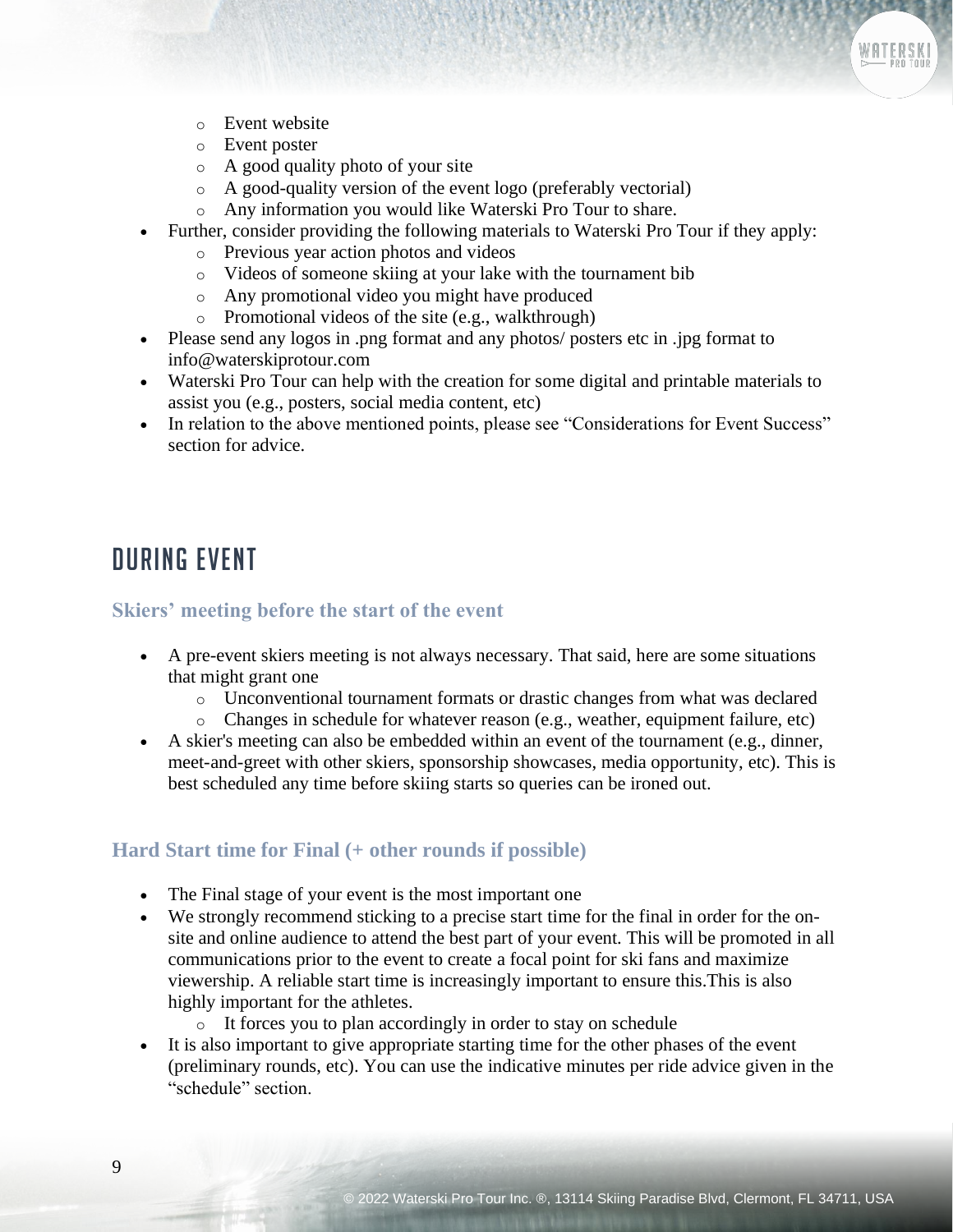- Event website
  - Event poster
  - A good quality photo of your site
  - A good-quality version of the event logo (preferably vectorial)
  - Any information you would like Waterski Pro Tour to share.
- Further, consider providing the following materials to Waterski Pro Tour if they apply:
  - Previous year action photos and videos
  - Videos of someone skiing at your lake with the tournament bib
  - Any promotional video you might have produced
  - Promotional videos of the site (e.g., walkthrough)
- Please send any logos in .png format and any photos/ posters etc in .jpg format to info@waterskiprotour.com
- Waterski Pro Tour can help with the creation for some digital and printable materials to assist you (e.g., posters, social media content, etc)
- In relation to the above mentioned points, please see "Considerations for Event Success" section for advice.

# DURING EVENT

### Skiers' meeting before the start of the event

- A pre-event skiers meeting is not always necessary. That said, here are some situations that might grant one
  - Unconventional tournament formats or drastic changes from what was declared
  - Changes in schedule for whatever reason (e.g., weather, equipment failure, etc)
- A skier's meeting can also be embedded within an event of the tournament (e.g., dinner, meet-and-greet with other skiers, sponsorship showcases, media opportunity, etc). This is best scheduled any time before skiing starts so queries can be ironed out.

### Hard Start time for Final (+ other rounds if possible)

- The Final stage of your event is the most important one
- We strongly recommend sticking to a precise start time for the final in order for the on-site and online audience to attend the best part of your event. This will be promoted in all communications prior to the event to create a focal point for ski fans and maximize viewership. A reliable start time is increasingly important to ensure this.This is also highly important for the athletes.
  - It forces you to plan accordingly in order to stay on schedule
- It is also important to give appropriate starting time for the other phases of the event (preliminary rounds, etc). You can use the indicative minutes per ride advice given in the "schedule" section.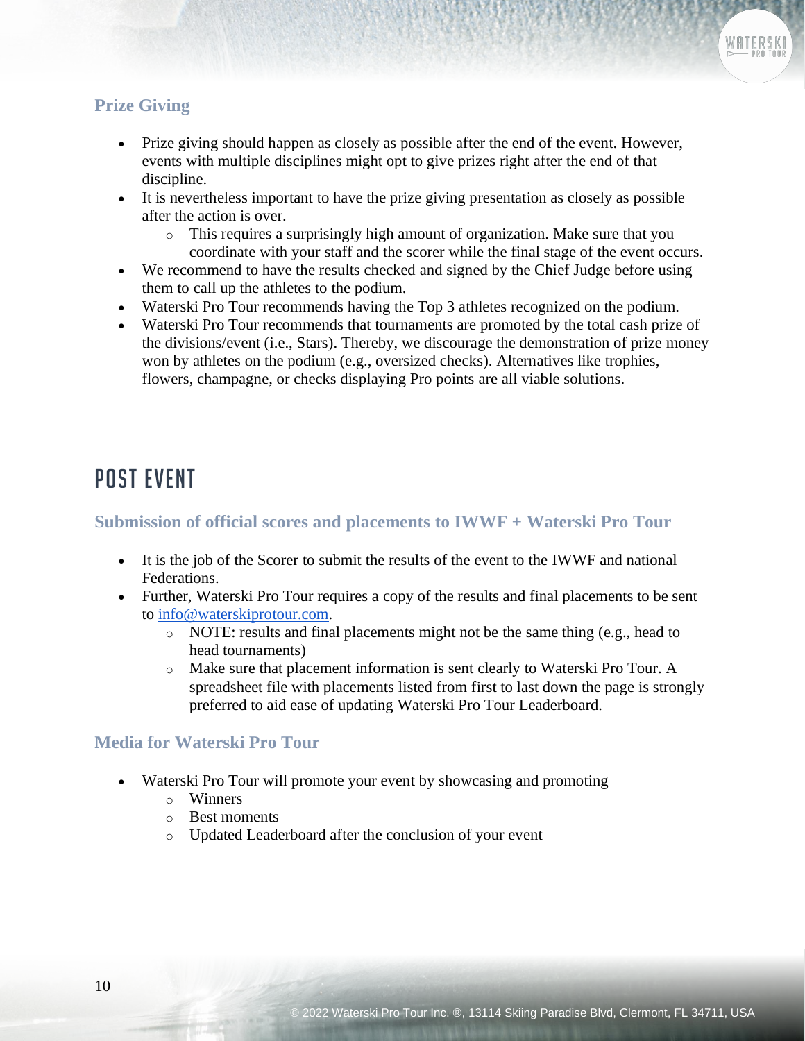### Prize Giving

- Prize giving should happen as closely as possible after the end of the event. However, events with multiple disciplines might opt to give prizes right after the end of that discipline.
- It is nevertheless important to have the prize giving presentation as closely as possible after the action is over.
    - This requires a surprisingly high amount of organization. Make sure that you coordinate with your staff and the scorer while the final stage of the event occurs.
- We recommend to have the results checked and signed by the Chief Judge before using them to call up the athletes to the podium.
- Waterski Pro Tour recommends having the Top 3 athletes recognized on the podium.
- Waterski Pro Tour recommends that tournaments are promoted by the total cash prize of the divisions/event (i.e., Stars). Thereby, we discourage the demonstration of prize money won by athletes on the podium (e.g., oversized checks). Alternatives like trophies, flowers, champagne, or checks displaying Pro points are all viable solutions.

## POST EVENT

### Submission of official scores and placements to IWWF + Waterski Pro Tour

- It is the job of the Scorer to submit the results of the event to the IWWF and national Federations.
- Further, Waterski Pro Tour requires a copy of the results and final placements to be sent to info@waterskiprotour.com.
    - NOTE: results and final placements might not be the same thing (e.g., head to head tournaments)
    - Make sure that placement information is sent clearly to Waterski Pro Tour. A spreadsheet file with placements listed from first to last down the page is strongly preferred to aid ease of updating Waterski Pro Tour Leaderboard.

### Media for Waterski Pro Tour

- Waterski Pro Tour will promote your event by showcasing and promoting
    - Winners
    - Best moments
    - Updated Leaderboard after the conclusion of your event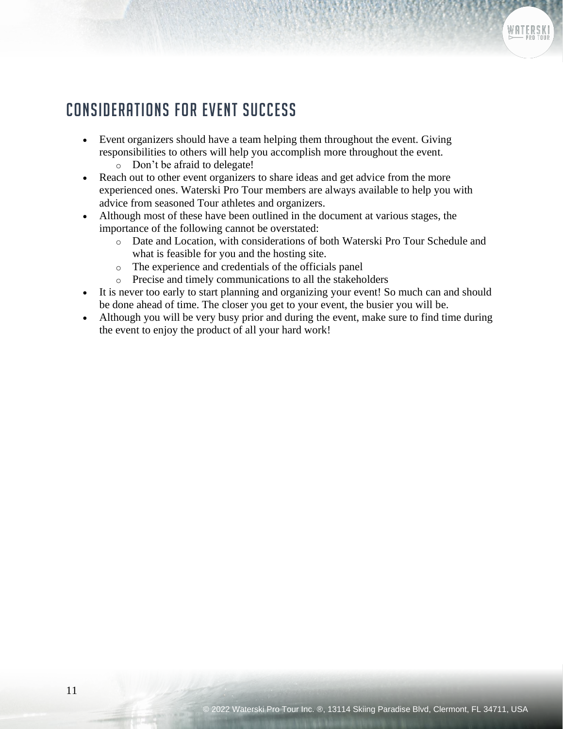## Considerations for Event Success

- Event organizers should have a team helping them throughout the event. Giving responsibilities to others will help you accomplish more throughout the event.
    - Don't be afraid to delegate!
- Reach out to other event organizers to share ideas and get advice from the more experienced ones. Waterski Pro Tour members are always available to help you with advice from seasoned Tour athletes and organizers.
- Although most of these have been outlined in the document at various stages, the importance of the following cannot be overstated:
    - Date and Location, with considerations of both Waterski Pro Tour Schedule and what is feasible for you and the hosting site.
    - The experience and credentials of the officials panel
    - Precise and timely communications to all the stakeholders
- It is never too early to start planning and organizing your event! So much can and should be done ahead of time. The closer you get to your event, the busier you will be.
- Although you will be very busy prior and during the event, make sure to find time during the event to enjoy the product of all your hard work!